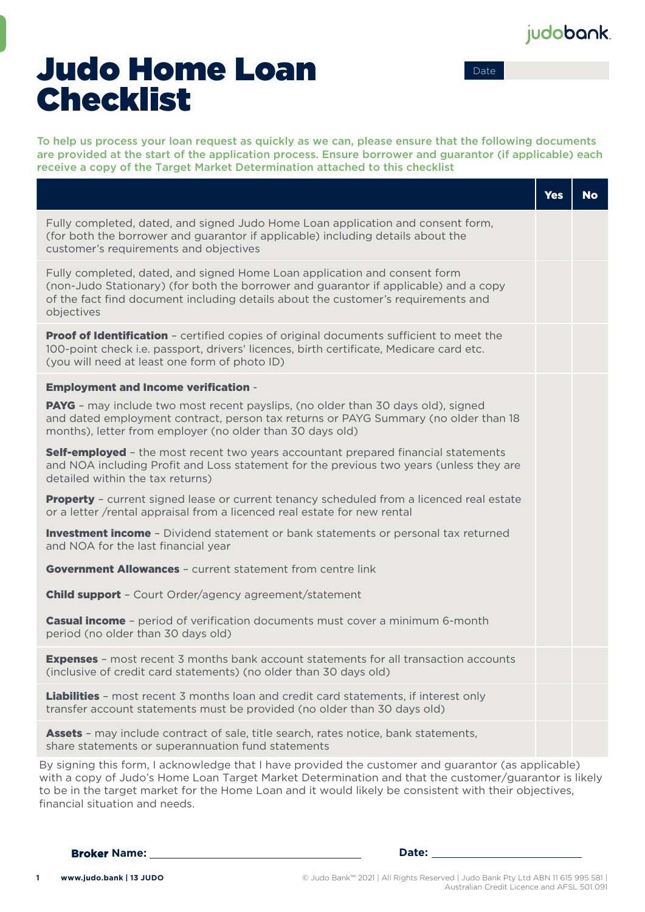judobank.

# Judo Home Loan Checklist

| Date | |
|---|---|

To help us process your loan request as quickly as we can, please ensure that the following documents are provided at the start of the application process. Ensure borrower and guarantor (if applicable) each receive a copy of the Target Market Determination attached to this checklist

| | Yes | No |
|---|---|---|
| Fully completed, dated, and signed Judo Home Loan application and consent form, (for both the borrower and guarantor if applicable) including details about the customer's requirements and objectives | | |
| Fully completed, dated, and signed Home Loan application and consent form (non-Judo Stationary) (for both the borrower and guarantor if applicable) and a copy of the fact find document including details about the customer's requirements and objectives | | |
| **Proof of Identification** – certified copies of original documents sufficient to meet the 100-point check i.e. passport, drivers' licences, birth certificate, Medicare card etc. (you will need at least one form of photo ID) | | |
| **Employment and Income verification** - <br><br>**PAYG** – may include two most recent payslips, (no older than 30 days old), signed and dated employment contract, person tax returns or PAYG Summary (no older than 18 months), letter from employer (no older than 30 days old)<br><br>**Self-employed** – the most recent two years accountant prepared financial statements and NOA including Profit and Loss statement for the previous two years (unless they are detailed within the tax returns)<br><br>**Property** – current signed lease or current tenancy scheduled from a licenced real estate or a letter /rental appraisal from a licenced real estate for new rental<br><br>**Investment income** – Dividend statement or bank statements or personal tax returned and NOA for the last financial year<br><br>**Government Allowances** – current statement from centre link<br><br>**Child support** – Court Order/agency agreement/statement<br><br>**Casual income** – period of verification documents must cover a minimum 6-month period (no older than 30 days old) | | |
| **Expenses** – most recent 3 months bank account statements for all transaction accounts (inclusive of credit card statements) (no older than 30 days old) | | |
| **Liabilities** – most recent 3 months loan and credit card statements, if interest only transfer account statements must be provided (no older than 30 days old) | | |
| **Assets** – may include contract of sale, title search, rates notice, bank statements, share statements or superannuation fund statements | | |

By signing this form, I acknowledge that I have provided the customer and guarantor (as applicable) with a copy of Judo's Home Loan Target Market Determination and that the customer/guarantor is likely to be in the target market for the Home Loan and it would likely be consistent with their objectives, financial situation and needs.

**Broker Name:** ______________________________ **Date:** ____________________

www.judo.bank | 13 JUDO

© Judo Bank™ 2021 | All Rights Reserved | Judo Bank Pty Ltd ABN 11 615 995 581 | Australian Credit Licence and AFSL 501 091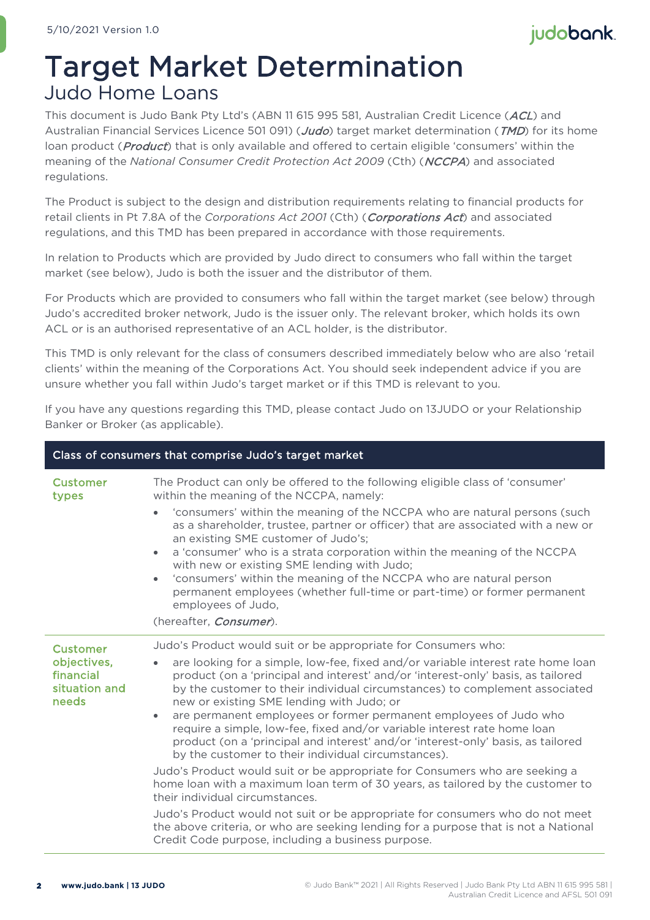# Target Market Determination

## Judo Home Loans

This document is Judo Bank Pty Ltd's (ABN 11 615 995 581, Australian Credit Licence (*ACL*) and Australian Financial Services Licence 501 091) (*Judo*) target market determination (*TMD*) for its home loan product (*Product*) that is only available and offered to certain eligible 'consumers' within the meaning of the *National Consumer Credit Protection Act 2009* (Cth) (*NCCPA*) and associated regulations.

The Product is subject to the design and distribution requirements relating to financial products for retail clients in Pt 7.8A of the *Corporations Act 2001* (Cth) (*Corporations Act*) and associated regulations, and this TMD has been prepared in accordance with those requirements.

In relation to Products which are provided by Judo direct to consumers who fall within the target market (see below), Judo is both the issuer and the distributor of them.

For Products which are provided to consumers who fall within the target market (see below) through Judo's accredited broker network, Judo is the issuer only. The relevant broker, which holds its own ACL or is an authorised representative of an ACL holder, is the distributor.

This TMD is only relevant for the class of consumers described immediately below who are also 'retail clients' within the meaning of the Corporations Act. You should seek independent advice if you are unsure whether you fall within Judo's target market or if this TMD is relevant to you.

If you have any questions regarding this TMD, please contact Judo on 13JUDO or your Relationship Banker or Broker (as applicable).

| Class of consumers that comprise Judo's target market | |
|---|---|
| **Customer types** | The Product can only be offered to the following eligible class of 'consumer' within the meaning of the NCCPA, namely:<br>• 'consumers' within the meaning of the NCCPA who are natural persons (such as a shareholder, trustee, partner or officer) that are associated with a new or an existing SME customer of Judo's;<br>• a 'consumer' who is a strata corporation within the meaning of the NCCPA with new or existing SME lending with Judo;<br>• 'consumers' within the meaning of the NCCPA who are natural person permanent employees (whether full-time or part-time) or former permanent employees of Judo,<br>(hereafter, *Consumer*). |
| **Customer objectives, financial situation and needs** | Judo's Product would suit or be appropriate for Consumers who:<br>• are looking for a simple, low-fee, fixed and/or variable interest rate home loan product (on a 'principal and interest' and/or 'interest-only' basis, as tailored by the customer to their individual circumstances) to complement associated new or existing SME lending with Judo; or<br>• are permanent employees or former permanent employees of Judo who require a simple, low-fee, fixed and/or variable interest rate home loan product (on a 'principal and interest' and/or 'interest-only' basis, as tailored by the customer to their individual circumstances).<br>Judo's Product would suit or be appropriate for Consumers who are seeking a home loan with a maximum loan term of 30 years, as tailored by the customer to their individual circumstances.<br>Judo's Product would not suit or be appropriate for consumers who do not meet the above criteria, or who are seeking lending for a purpose that is not a National Credit Code purpose, including a business purpose. |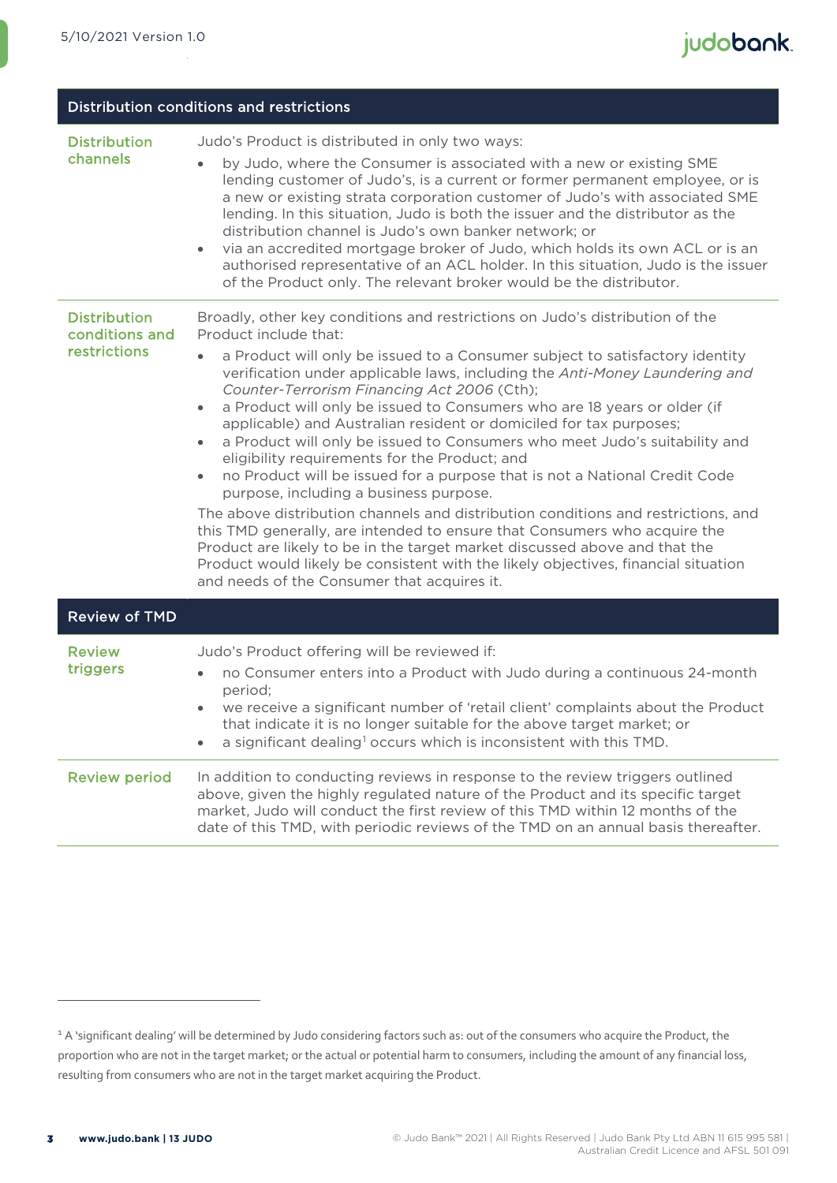## Distribution conditions and restrictions

| | |
|---|---|
| **Distribution channels** | Judo's Product is distributed in only two ways:<br>• by Judo, where the Consumer is associated with a new or existing SME lending customer of Judo's, is a current or former permanent employee, or is a new or existing strata corporation customer of Judo's with associated SME lending. In this situation, Judo is both the issuer and the distributor as the distribution channel is Judo's own banker network; or<br>• via an accredited mortgage broker of Judo, which holds its own ACL or is an authorised representative of an ACL holder. In this situation, Judo is the issuer of the Product only. The relevant broker would be the distributor. |
| **Distribution conditions and restrictions** | Broadly, other key conditions and restrictions on Judo's distribution of the Product include that:<br>• a Product will only be issued to a Consumer subject to satisfactory identity verification under applicable laws, including the *Anti-Money Laundering and Counter-Terrorism Financing Act 2006* (Cth);<br>• a Product will only be issued to Consumers who are 18 years or older (if applicable) and Australian resident or domiciled for tax purposes;<br>• a Product will only be issued to Consumers who meet Judo's suitability and eligibility requirements for the Product; and<br>• no Product will be issued for a purpose that is not a National Credit Code purpose, including a business purpose.<br>The above distribution channels and distribution conditions and restrictions, and this TMD generally, are intended to ensure that Consumers who acquire the Product are likely to be in the target market discussed above and that the Product would likely be consistent with the likely objectives, financial situation and needs of the Consumer that acquires it. |

## Review of TMD

| | |
|---|---|
| **Review triggers** | Judo's Product offering will be reviewed if:<br>• no Consumer enters into a Product with Judo during a continuous 24-month period;<br>• we receive a significant number of 'retail client' complaints about the Product that indicate it is no longer suitable for the above target market; or<br>• a significant dealing[1] occurs which is inconsistent with this TMD. |
| **Review period** | In addition to conducting reviews in response to the review triggers outlined above, given the highly regulated nature of the Product and its specific target market, Judo will conduct the first review of this TMD within 12 months of the date of this TMD, with periodic reviews of the TMD on an annual basis thereafter. |

[1] A 'significant dealing' will be determined by Judo considering factors such as: out of the consumers who acquire the Product, the proportion who are not in the target market; or the actual or potential harm to consumers, including the amount of any financial loss, resulting from consumers who are not in the target market acquiring the Product.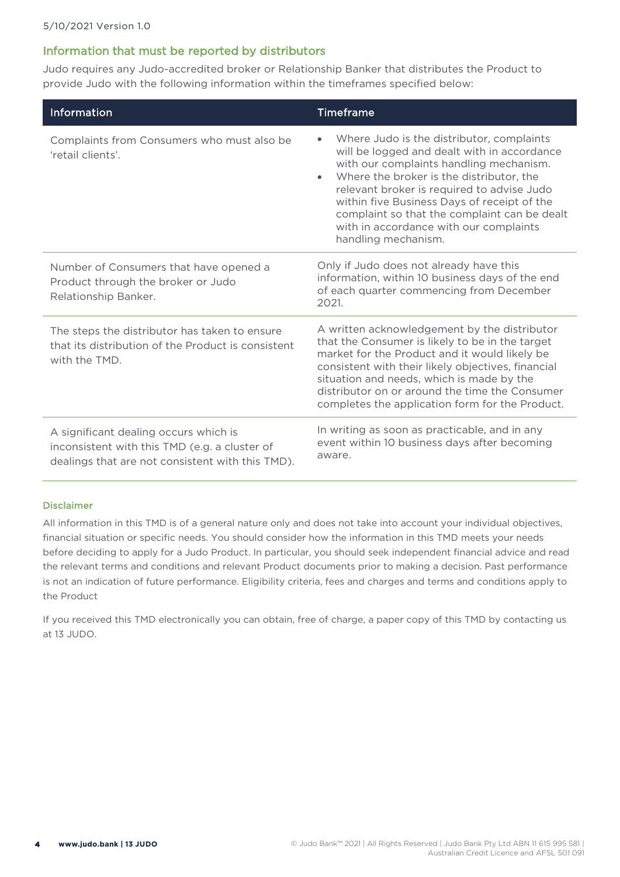5/10/2021 Version 1.0

## Information that must be reported by distributors

Judo requires any Judo-accredited broker or Relationship Banker that distributes the Product to provide Judo with the following information within the timeframes specified below:

| Information | Timeframe |
|---|---|
| Complaints from Consumers who must also be 'retail clients'. | • Where Judo is the distributor, complaints will be logged and dealt with in accordance with our complaints handling mechanism. • Where the broker is the distributor, the relevant broker is required to advise Judo within five Business Days of receipt of the complaint so that the complaint can be dealt with in accordance with our complaints handling mechanism. |
| Number of Consumers that have opened a Product through the broker or Judo Relationship Banker. | Only if Judo does not already have this information, within 10 business days of the end of each quarter commencing from December 2021. |
| The steps the distributor has taken to ensure that its distribution of the Product is consistent with the TMD. | A written acknowledgement by the distributor that the Consumer is likely to be in the target market for the Product and it would likely be consistent with their likely objectives, financial situation and needs, which is made by the distributor on or around the time the Consumer completes the application form for the Product. |
| A significant dealing occurs which is inconsistent with this TMD (e.g. a cluster of dealings that are not consistent with this TMD). | In writing as soon as practicable, and in any event within 10 business days after becoming aware. |

### Disclaimer

All information in this TMD is of a general nature only and does not take into account your individual objectives, financial situation or specific needs. You should consider how the information in this TMD meets your needs before deciding to apply for a Judo Product. In particular, you should seek independent financial advice and read the relevant terms and conditions and relevant Product documents prior to making a decision. Past performance is not an indication of future performance. Eligibility criteria, fees and charges and terms and conditions apply to the Product

If you received this TMD electronically you can obtain, free of charge, a paper copy of this TMD by contacting us at 13 JUDO.

© Judo Bank™ 2021 | All Rights Reserved | Judo Bank Pty Ltd ABN 11 615 995 581 | Australian Credit Licence and AFSL 501 091